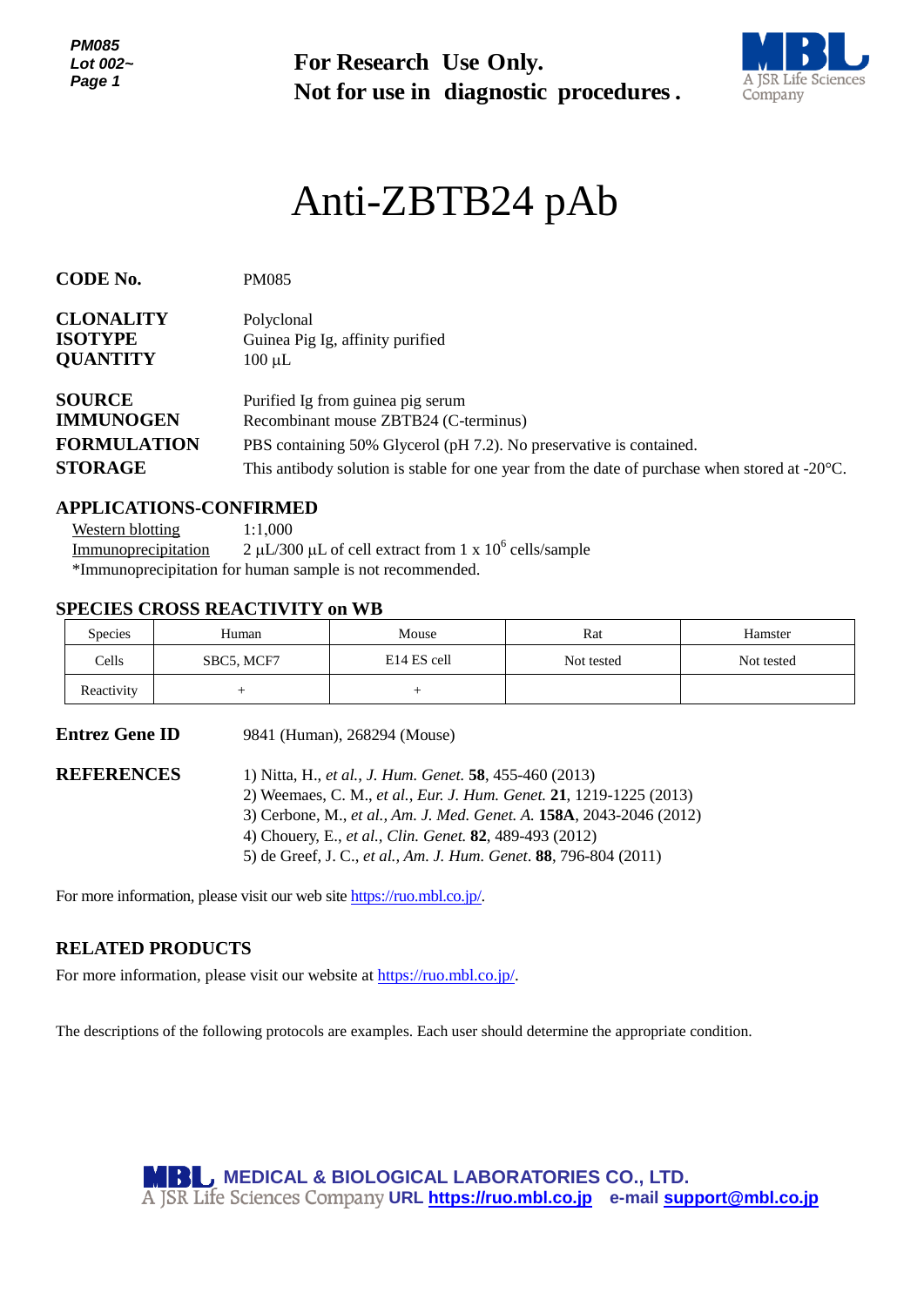**For Research Use Only.**
**Not for use in diagnostic procedures.**

# Anti-ZBTB24 pAb

**CODE No.** PM085

**CLONALITY** Polyclonal
**ISOTYPE** Guinea Pig Ig, affinity purified
**QUANTITY** 100 µL

**SOURCE** Purified Ig from guinea pig serum
**IMMUNOGEN** Recombinant mouse ZBTB24 (C-terminus)
**FORMULATION** PBS containing 50% Glycerol (pH 7.2). No preservative is contained.
**STORAGE** This antibody solution is stable for one year from the date of purchase when stored at -20°C.

## APPLICATIONS-CONFIRMED

Western blotting 1:1,000
Immunoprecipitation 2 µL/300 µL of cell extract from 1 x $10^6$ cells/sample
*Immunoprecipitation for human sample is not recommended.

## SPECIES CROSS REACTIVITY on WB

| Species | Human | Mouse | Rat | Hamster |
|---|---|---|---|---|
| Cells | SBC5, MCF7 | E14 ES cell | Not tested | Not tested |
| Reactivity | + | + | | |

**Entrez Gene ID** 9841 (Human), 268294 (Mouse)

**REFERENCES**
1) Nitta, H., *et al.*, *J. Hum. Genet.* **58**, 455-460 (2013)
2) Weemaes, C. M., *et al.*, *Eur. J. Hum. Genet.* **21**, 1219-1225 (2013)
3) Cerbone, M., *et al.*, *Am. J. Med. Genet. A.* **158A**, 2043-2046 (2012)
4) Chouery, E., *et al.*, *Clin. Genet.* **82**, 489-493 (2012)
5) de Greef, J. C., *et al.*, *Am. J. Hum. Genet.* **88**, 796-804 (2011)

For more information, please visit our web site https://ruo.mbl.co.jp/.

## RELATED PRODUCTS

For more information, please visit our website at https://ruo.mbl.co.jp/.

The descriptions of the following protocols are examples. Each user should determine the appropriate condition.

MEDICAL & BIOLOGICAL LABORATORIES CO., LTD.
A JSR Life Sciences Company URL https://ruo.mbl.co.jp e-mail support@mbl.co.jp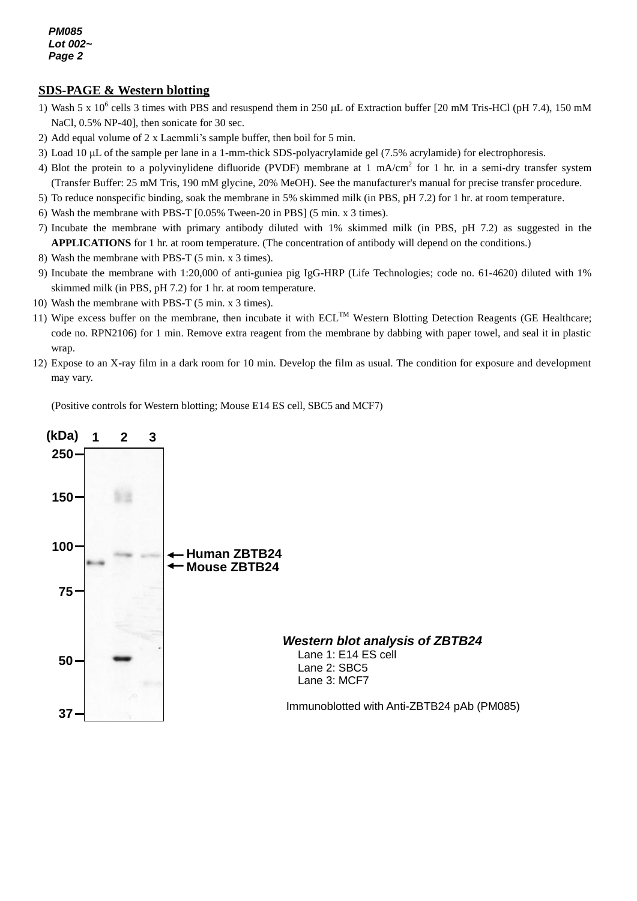## SDS-PAGE & Western blotting

1) Wash 5 x $10^6$ cells 3 times with PBS and resuspend them in 250 μL of Extraction buffer [20 mM Tris-HCl (pH 7.4), 150 mM NaCl, 0.5% NP-40], then sonicate for 30 sec.
2) Add equal volume of 2 x Laemmli's sample buffer, then boil for 5 min.
3) Load 10 μL of the sample per lane in a 1-mm-thick SDS-polyacrylamide gel (7.5% acrylamide) for electrophoresis.
4) Blot the protein to a polyvinylidene difluoride (PVDF) membrane at 1 mA/$cm^2$ for 1 hr. in a semi-dry transfer system (Transfer Buffer: 25 mM Tris, 190 mM glycine, 20% MeOH). See the manufacturer's manual for precise transfer procedure.
5) To reduce nonspecific binding, soak the membrane in 5% skimmed milk (in PBS, pH 7.2) for 1 hr. at room temperature.
6) Wash the membrane with PBS-T [0.05% Tween-20 in PBS] (5 min. x 3 times).
7) Incubate the membrane with primary antibody diluted with 1% skimmed milk (in PBS, pH 7.2) as suggested in the **APPLICATIONS** for 1 hr. at room temperature. (The concentration of antibody will depend on the conditions.)
8) Wash the membrane with PBS-T (5 min. x 3 times).
9) Incubate the membrane with 1:20,000 of anti-guniea pig IgG-HRP (Life Technologies; code no. 61-4620) diluted with 1% skimmed milk (in PBS, pH 7.2) for 1 hr. at room temperature.
10) Wash the membrane with PBS-T (5 min. x 3 times).
11) Wipe excess buffer on the membrane, then incubate it with ECL™ Western Blotting Detection Reagents (GE Healthcare; code no. RPN2106) for 1 min. Remove extra reagent from the membrane by dabbing with paper towel, and seal it in plastic wrap.
12) Expose to an X-ray film in a dark room for 10 min. Develop the film as usual. The condition for exposure and development may vary.

(Positive controls for Western blotting; Mouse E14 ES cell, SBC5 and MCF7)

(kDa) 1 2 3
250
150
100
75
50
37

Human ZBTB24
Mouse ZBTB24

***Western blot analysis of ZBTB24***
Lane 1: E14 ES cell
Lane 2: SBC5
Lane 3: MCF7

Immunoblotted with Anti-ZBTB24 pAb (PM085)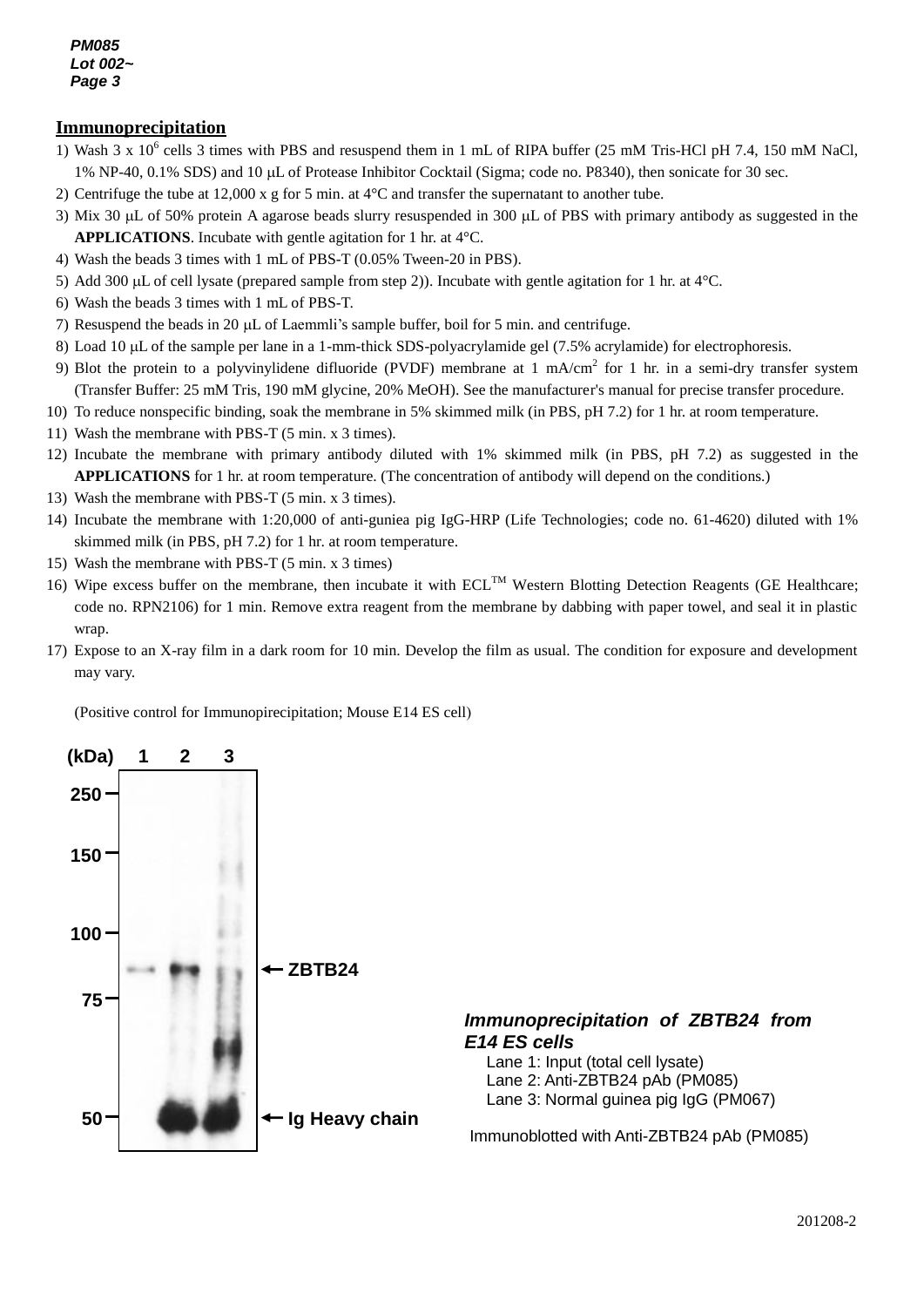## Immunoprecipitation

1) Wash 3 x $10^6$ cells 3 times with PBS and resuspend them in 1 mL of RIPA buffer (25 mM Tris-HCl pH 7.4, 150 mM NaCl, 1% NP-40, 0.1% SDS) and 10 μL of Protease Inhibitor Cocktail (Sigma; code no. P8340), then sonicate for 30 sec.
2) Centrifuge the tube at 12,000 x g for 5 min. at 4°C and transfer the supernatant to another tube.
3) Mix 30 μL of 50% protein A agarose beads slurry resuspended in 300 μL of PBS with primary antibody as suggested in the **APPLICATIONS**. Incubate with gentle agitation for 1 hr. at 4°C.
4) Wash the beads 3 times with 1 mL of PBS-T (0.05% Tween-20 in PBS).
5) Add 300 μL of cell lysate (prepared sample from step 2)). Incubate with gentle agitation for 1 hr. at 4°C.
6) Wash the beads 3 times with 1 mL of PBS-T.
7) Resuspend the beads in 20 μL of Laemmli's sample buffer, boil for 5 min. and centrifuge.
8) Load 10 μL of the sample per lane in a 1-mm-thick SDS-polyacrylamide gel (7.5% acrylamide) for electrophoresis.
9) Blot the protein to a polyvinylidene difluoride (PVDF) membrane at 1 mA/$cm^2$ for 1 hr. in a semi-dry transfer system (Transfer Buffer: 25 mM Tris, 190 mM glycine, 20% MeOH). See the manufacturer's manual for precise transfer procedure.
10) To reduce nonspecific binding, soak the membrane in 5% skimmed milk (in PBS, pH 7.2) for 1 hr. at room temperature.
11) Wash the membrane with PBS-T (5 min. x 3 times).
12) Incubate the membrane with primary antibody diluted with 1% skimmed milk (in PBS, pH 7.2) as suggested in the **APPLICATIONS** for 1 hr. at room temperature. (The concentration of antibody will depend on the conditions.)
13) Wash the membrane with PBS-T (5 min. x 3 times).
14) Incubate the membrane with 1:20,000 of anti-guniea pig IgG-HRP (Life Technologies; code no. 61-4620) diluted with 1% skimmed milk (in PBS, pH 7.2) for 1 hr. at room temperature.
15) Wash the membrane with PBS-T (5 min. x 3 times)
16) Wipe excess buffer on the membrane, then incubate it with ECL™ Western Blotting Detection Reagents (GE Healthcare; code no. RPN2106) for 1 min. Remove extra reagent from the membrane by dabbing with paper towel, and seal it in plastic wrap.
17) Expose to an X-ray film in a dark room for 10 min. Develop the film as usual. The condition for exposure and development may vary.

(Positive control for Immunopirecipitation; Mouse E14 ES cell)

(kDa) 1 2 3
250
150
100
75
50
ZBTB24
Ig Heavy chain

***Immunoprecipitation of ZBTB24 from E14 ES cells***

Lane 1: Input (total cell lysate)
Lane 2: Anti-ZBTB24 pAb (PM085)
Lane 3: Normal guinea pig IgG (PM067)

Immunoblotted with Anti-ZBTB24 pAb (PM085)